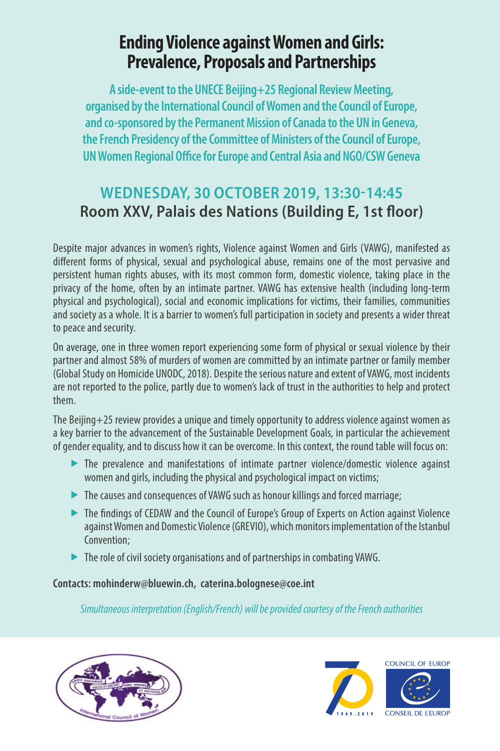# Ending Violence against Women and Girls: Prevalence, Proposals and Partnerships

**A side-event to the UNECE Beijing+25 Regional Review Meeting, organised by the International Council of Women and the Council of Europe, and co-sponsored by the Permanent Mission of Canada to the UN in Geneva, the French Presidency of the Committee of Ministers of the Council of Europe, UN Women Regional Office for Europe and Central Asia and NGO/CSW Geneva**

## WEDNESDAY, 30 OCTOBER 2019, 13:30-14:45

## Room XXV, Palais des Nations (Building E, 1st floor)

Despite major advances in women's rights, Violence against Women and Girls (VAWG), manifested as different forms of physical, sexual and psychological abuse, remains one of the most pervasive and persistent human rights abuses, with its most common form, domestic violence, taking place in the privacy of the home, often by an intimate partner. VAWG has extensive health (including long-term physical and psychological), social and economic implications for victims, their families, communities and society as a whole. It is a barrier to women's full participation in society and presents a wider threat to peace and security.

On average, one in three women report experiencing some form of physical or sexual violence by their partner and almost 58% of murders of women are committed by an intimate partner or family member (Global Study on Homicide UNODC, 2018). Despite the serious nature and extent of VAWG, most incidents are not reported to the police, partly due to women's lack of trust in the authorities to help and protect them.

The Beijing+25 review provides a unique and timely opportunity to address violence against women as a key barrier to the advancement of the Sustainable Development Goals, in particular the achievement of gender equality, and to discuss how it can be overcome. In this context, the round table will focus on:

- The prevalence and manifestations of intimate partner violence/domestic violence against women and girls, including the physical and psychological impact on victims;
- The causes and consequences of VAWG such as honour killings and forced marriage;
- The findings of CEDAW and the Council of Europe's Group of Experts on Action against Violence against Women and Domestic Violence (GREVIO), which monitors implementation of the Istanbul Convention;
- The role of civil society organisations and of partnerships in combating VAWG.

**Contacts: mohinderw@bluewin.ch, caterina.bolognese@coe.int**

*Simultaneous interpretation (English/French) will be provided courtesy of the French authorities*

International Council of Women

COUNCIL OF EUROPE
CONSEIL DE L'EUROPE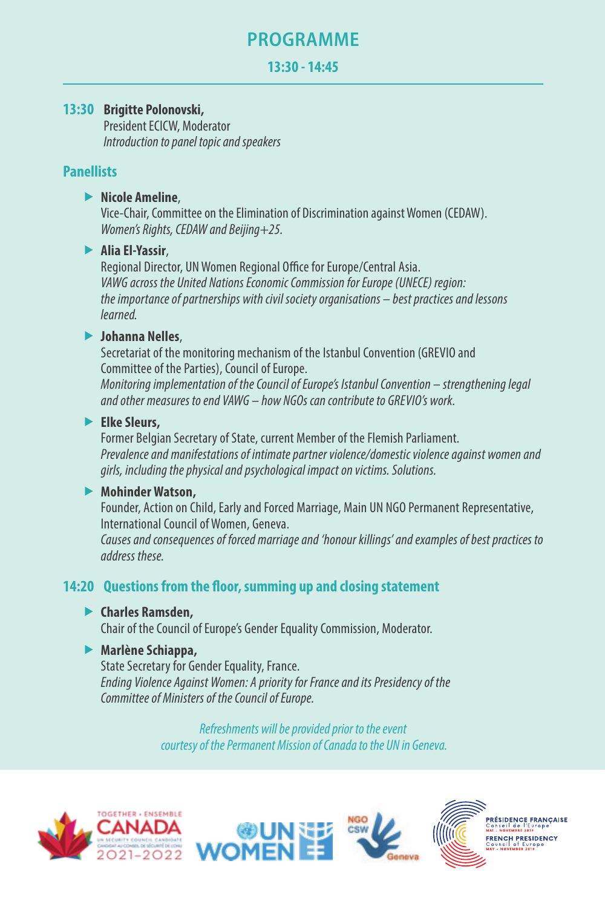# PROGRAMME

## 13:30 - 14:45

**13:30** **Brigitte Polonovski,**
President ECICW, Moderator
*Introduction to panel topic and speakers*

## Panellists

- **Nicole Ameline**,
  Vice-Chair, Committee on the Elimination of Discrimination against Women (CEDAW).
  *Women's Rights, CEDAW and Beijing+25.*

- **Alia El-Yassir**,
  Regional Director, UN Women Regional Office for Europe/Central Asia.
  *VAWG across the United Nations Economic Commission for Europe (UNECE) region: the importance of partnerships with civil society organisations – best practices and lessons learned.*

- **Johanna Nelles**,
  Secretariat of the monitoring mechanism of the Istanbul Convention (GREVIO and Committee of the Parties), Council of Europe.
  *Monitoring implementation of the Council of Europe's Istanbul Convention – strengthening legal and other measures to end VAWG – how NGOs can contribute to GREVIO's work.*

- **Elke Sleurs,**
  Former Belgian Secretary of State, current Member of the Flemish Parliament.
  *Prevalence and manifestations of intimate partner violence/domestic violence against women and girls, including the physical and psychological impact on victims. Solutions.*

- **Mohinder Watson,**
  Founder, Action on Child, Early and Forced Marriage, Main UN NGO Permanent Representative, International Council of Women, Geneva.
  *Causes and consequences of forced marriage and 'honour killings' and examples of best practices to address these.*

## 14:20 Questions from the floor, summing up and closing statement

- **Charles Ramsden,**
  Chair of the Council of Europe's Gender Equality Commission, Moderator.

- **Marlène Schiappa,**
  State Secretary for Gender Equality, France.
  *Ending Violence Against Women: A priority for France and its Presidency of the Committee of Ministers of the Council of Europe.*

*Refreshments will be provided prior to the event courtesy of the Permanent Mission of Canada to the UN in Geneva.*

TOGETHER • ENSEMBLE CANADA UN SECURITY COUNCIL CANDIDATE 2021-2022

UN WOMEN

NGO CSW Geneva

PRÉSIDENCE FRANÇAISE Conseil de l'Europe MAI - NOVEMBRE 2019 FRENCH PRESIDENCY Council of Europe MAY - NOVEMBER 2019